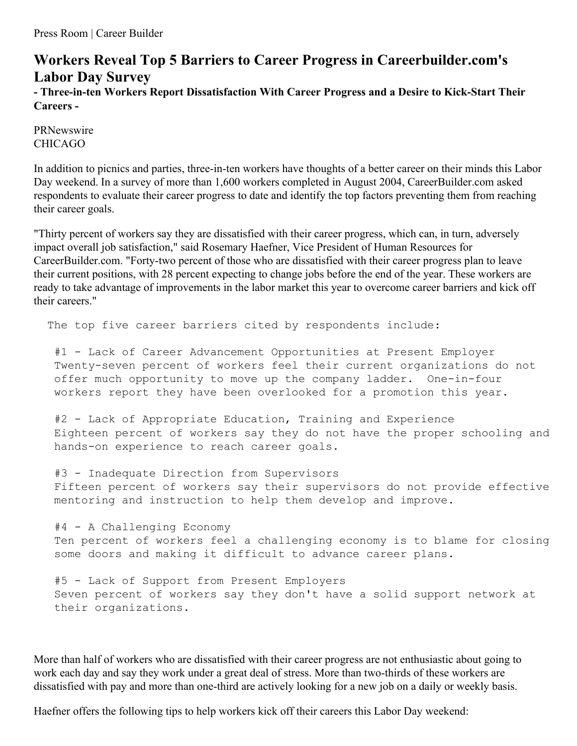# Workers Reveal Top 5 Barriers to Career Progress in Careerbuilder.com's Labor Day Survey

**- Three-in-ten Workers Report Dissatisfaction With Career Progress and a Desire to Kick-Start Their Careers -**

PRNewswire
CHICAGO

In addition to picnics and parties, three-in-ten workers have thoughts of a better career on their minds this Labor Day weekend. In a survey of more than 1,600 workers completed in August 2004, CareerBuilder.com asked respondents to evaluate their career progress to date and identify the top factors preventing them from reaching their career goals.

"Thirty percent of workers say they are dissatisfied with their career progress, which can, in turn, adversely impact overall job satisfaction," said Rosemary Haefner, Vice President of Human Resources for CareerBuilder.com. "Forty-two percent of those who are dissatisfied with their career progress plan to leave their current positions, with 28 percent expecting to change jobs before the end of the year. These workers are ready to take advantage of improvements in the labor market this year to overcome career barriers and kick off their careers."

The top five career barriers cited by respondents include:

#1 - Lack of Career Advancement Opportunities at Present Employer
Twenty-seven percent of workers feel their current organizations do not offer much opportunity to move up the company ladder. One-in-four workers report they have been overlooked for a promotion this year.

#2 - Lack of Appropriate Education, Training and Experience
Eighteen percent of workers say they do not have the proper schooling and hands-on experience to reach career goals.

#3 - Inadequate Direction from Supervisors
Fifteen percent of workers say their supervisors do not provide effective mentoring and instruction to help them develop and improve.

#4 - A Challenging Economy
Ten percent of workers feel a challenging economy is to blame for closing some doors and making it difficult to advance career plans.

#5 - Lack of Support from Present Employers
Seven percent of workers say they don't have a solid support network at their organizations.

More than half of workers who are dissatisfied with their career progress are not enthusiastic about going to work each day and say they work under a great deal of stress. More than two-thirds of these workers are dissatisfied with pay and more than one-third are actively looking for a new job on a daily or weekly basis.

Haefner offers the following tips to help workers kick off their careers this Labor Day weekend: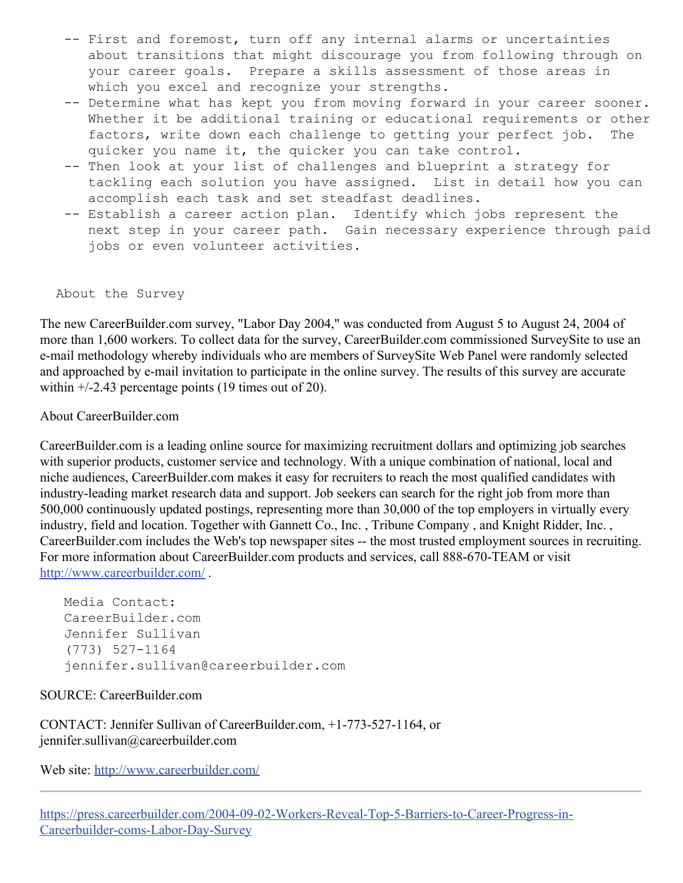-- First and foremost, turn off any internal alarms or uncertainties about transitions that might discourage you from following through on your career goals. Prepare a skills assessment of those areas in which you excel and recognize your strengths.

-- Determine what has kept you from moving forward in your career sooner. Whether it be additional training or educational requirements or other factors, write down each challenge to getting your perfect job. The quicker you name it, the quicker you can take control.

-- Then look at your list of challenges and blueprint a strategy for tackling each solution you have assigned. List in detail how you can accomplish each task and set steadfast deadlines.

-- Establish a career action plan. Identify which jobs represent the next step in your career path. Gain necessary experience through paid jobs or even volunteer activities.

About the Survey

The new CareerBuilder.com survey, "Labor Day 2004," was conducted from August 5 to August 24, 2004 of more than 1,600 workers. To collect data for the survey, CareerBuilder.com commissioned SurveySite to use an e-mail methodology whereby individuals who are members of SurveySite Web Panel were randomly selected and approached by e-mail invitation to participate in the online survey. The results of this survey are accurate within +/-2.43 percentage points (19 times out of 20).

About CareerBuilder.com

CareerBuilder.com is a leading online source for maximizing recruitment dollars and optimizing job searches with superior products, customer service and technology. With a unique combination of national, local and niche audiences, CareerBuilder.com makes it easy for recruiters to reach the most qualified candidates with industry-leading market research data and support. Job seekers can search for the right job from more than 500,000 continuously updated postings, representing more than 30,000 of the top employers in virtually every industry, field and location. Together with Gannett Co., Inc. , Tribune Company , and Knight Ridder, Inc. , CareerBuilder.com includes the Web's top newspaper sites -- the most trusted employment sources in recruiting. For more information about CareerBuilder.com products and services, call 888-670-TEAM or visit http://www.careerbuilder.com/ .

Media Contact:
CareerBuilder.com
Jennifer Sullivan
(773) 527-1164
jennifer.sullivan@careerbuilder.com

SOURCE: CareerBuilder.com

CONTACT: Jennifer Sullivan of CareerBuilder.com, +1-773-527-1164, or jennifer.sullivan@careerbuilder.com

Web site: http://www.careerbuilder.com/

---

https://press.careerbuilder.com/2004-09-02-Workers-Reveal-Top-5-Barriers-to-Career-Progress-in-Careerbuilder-coms-Labor-Day-Survey